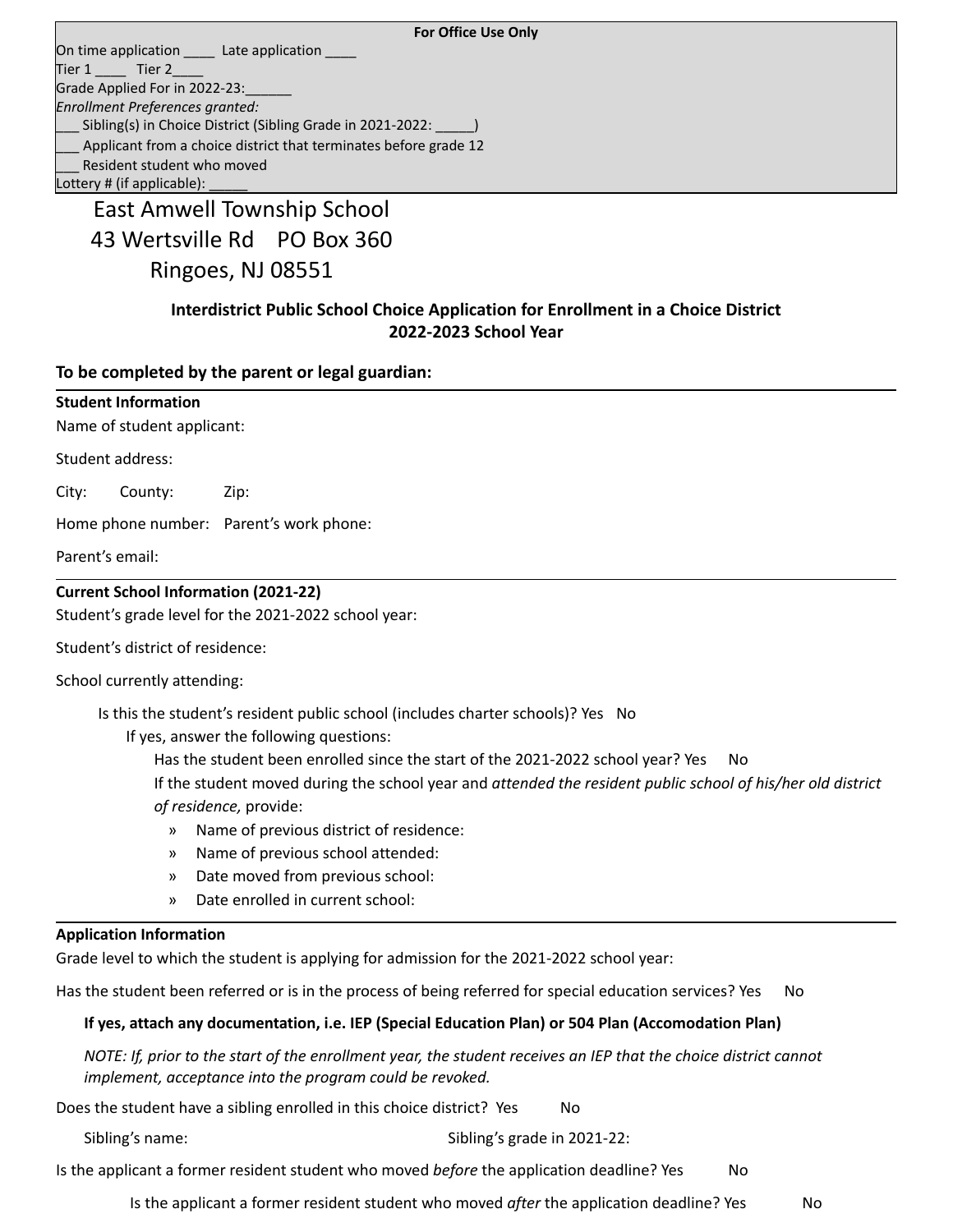**For Office Use Only**

On time application ____ Late application ____
Tier 1 ____ Tier 2____
Grade Applied For in 2022-23:______
*Enrollment Preferences granted:*
___ Sibling(s) in Choice District (Sibling Grade in 2021-2022: _____)
___ Applicant from a choice district that terminates before grade 12
___ Resident student who moved
Lottery # (if applicable): _____

East Amwell Township School
43 Wertsville Rd PO Box 360
Ringoes, NJ 08551

**Interdistrict Public School Choice Application for Enrollment in a Choice District**
**2022-2023 School Year**

**To be completed by the parent or legal guardian:**

---

**Student Information**

Name of student applicant:

Student address:

City: County: Zip:

Home phone number: Parent's work phone:

Parent's email:

---

**Current School Information (2021-22)**

Student's grade level for the 2021-2022 school year:

Student's district of residence:

School currently attending:

Is this the student's resident public school (includes charter schools)? Yes No

If yes, answer the following questions:

Has the student been enrolled since the start of the 2021-2022 school year? Yes No

If the student moved during the school year and *attended the resident public school of his/her old district of residence,* provide:

- Name of previous district of residence:
- Name of previous school attended:
- Date moved from previous school:
- Date enrolled in current school:

---

**Application Information**

Grade level to which the student is applying for admission for the 2021-2022 school year:

Has the student been referred or is in the process of being referred for special education services? Yes No

**If yes, attach any documentation, i.e. IEP (Special Education Plan) or 504 Plan (Accomodation Plan)**

*NOTE: If, prior to the start of the enrollment year, the student receives an IEP that the choice district cannot implement, acceptance into the program could be revoked.*

Does the student have a sibling enrolled in this choice district? Yes No

Sibling's name: Sibling's grade in 2021-22:

Is the applicant a former resident student who moved *before* the application deadline? Yes No

Is the applicant a former resident student who moved *after* the application deadline? Yes No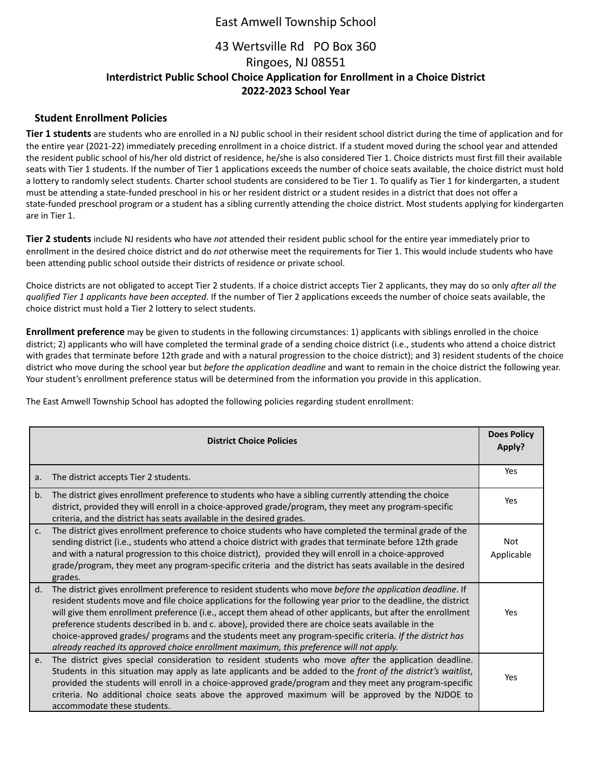# East Amwell Township School

## 43 Wertsville Rd PO Box 360
## Ringoes, NJ 08551

**Interdistrict Public School Choice Application for Enrollment in a Choice District**
**2022-2023 School Year**

### Student Enrollment Policies

**Tier 1 students** are students who are enrolled in a NJ public school in their resident school district during the time of application and for the entire year (2021-22) immediately preceding enrollment in a choice district. If a student moved during the school year and attended the resident public school of his/her old district of residence, he/she is also considered Tier 1. Choice districts must first fill their available seats with Tier 1 students. If the number of Tier 1 applications exceeds the number of choice seats available, the choice district must hold a lottery to randomly select students. Charter school students are considered to be Tier 1. To qualify as Tier 1 for kindergarten, a student must be attending a state-funded preschool in his or her resident district or a student resides in a district that does not offer a state-funded preschool program or a student has a sibling currently attending the choice district. Most students applying for kindergarten are in Tier 1.

**Tier 2 students** include NJ residents who have *not* attended their resident public school for the entire year immediately prior to enrollment in the desired choice district and do *not* otherwise meet the requirements for Tier 1. This would include students who have been attending public school outside their districts of residence or private school.

Choice districts are not obligated to accept Tier 2 students. If a choice district accepts Tier 2 applicants, they may do so only *after all the qualified Tier 1 applicants have been accepted*. If the number of Tier 2 applications exceeds the number of choice seats available, the choice district must hold a Tier 2 lottery to select students.

**Enrollment preference** may be given to students in the following circumstances: 1) applicants with siblings enrolled in the choice district; 2) applicants who will have completed the terminal grade of a sending choice district (i.e., students who attend a choice district with grades that terminate before 12th grade and with a natural progression to the choice district); and 3) resident students of the choice district who move during the school year but *before the application deadline* and want to remain in the choice district the following year. Your student's enrollment preference status will be determined from the information you provide in this application.

The East Amwell Township School has adopted the following policies regarding student enrollment:

| | District Choice Policies | Does Policy Apply? |
|---|---|---|
| a. | The district accepts Tier 2 students. | Yes |
| b. | The district gives enrollment preference to students who have a sibling currently attending the choice district, provided they will enroll in a choice-approved grade/program, they meet any program-specific criteria, and the district has seats available in the desired grades. | Yes |
| c. | The district gives enrollment preference to choice students who have completed the terminal grade of the sending district (i.e., students who attend a choice district with grades that terminate before 12th grade and with a natural progression to this choice district), provided they will enroll in a choice-approved grade/program, they meet any program-specific criteria and the district has seats available in the desired grades. | Not Applicable |
| d. | The district gives enrollment preference to resident students who move *before the application deadline*. If resident students move and file choice applications for the following year prior to the deadline, the district will give them enrollment preference (i.e., accept them ahead of other applicants, but after the enrollment preference students described in b. and c. above), provided there are choice seats available in the choice-approved grades/ programs and the students meet any program-specific criteria. *If the district has already reached its approved choice enrollment maximum, this preference will not apply.* | Yes |
| e. | The district gives special consideration to resident students who move *after* the application deadline. Students in this situation may apply as late applicants and be added to the *front of the district's waitlist*, provided the students will enroll in a choice-approved grade/program and they meet any program-specific criteria. No additional choice seats above the approved maximum will be approved by the NJDOE to accommodate these students. | Yes |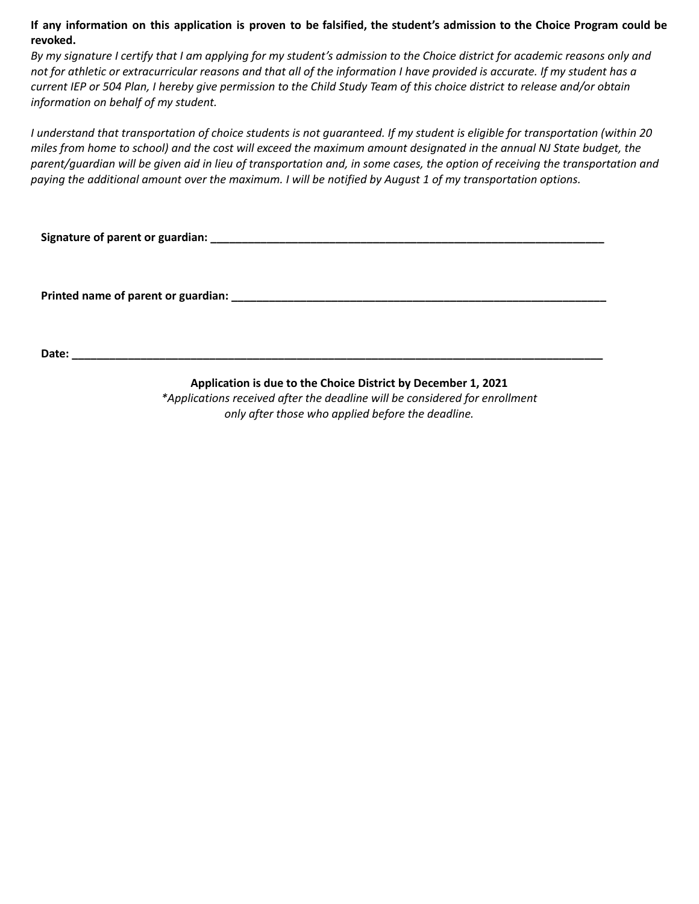**If any information on this application is proven to be falsified, the student's admission to the Choice Program could be revoked.**

*By my signature I certify that I am applying for my student's admission to the Choice district for academic reasons only and not for athletic or extracurricular reasons and that all of the information I have provided is accurate. If my student has a current IEP or 504 Plan, I hereby give permission to the Child Study Team of this choice district to release and/or obtain information on behalf of my student.*

*I understand that transportation of choice students is not guaranteed. If my student is eligible for transportation (within 20 miles from home to school) and the cost will exceed the maximum amount designated in the annual NJ State budget, the parent/guardian will be given aid in lieu of transportation and, in some cases, the option of receiving the transportation and paying the additional amount over the maximum. I will be notified by August 1 of my transportation options.*

**Signature of parent or guardian: ________________________________________________________________**

**Printed name of parent or guardian: ______________________________________________________________**

**Date: ____________________________________________________________________________________**

**Application is due to the Choice District by December 1, 2021**

*\*Applications received after the deadline will be considered for enrollment only after those who applied before the deadline.*